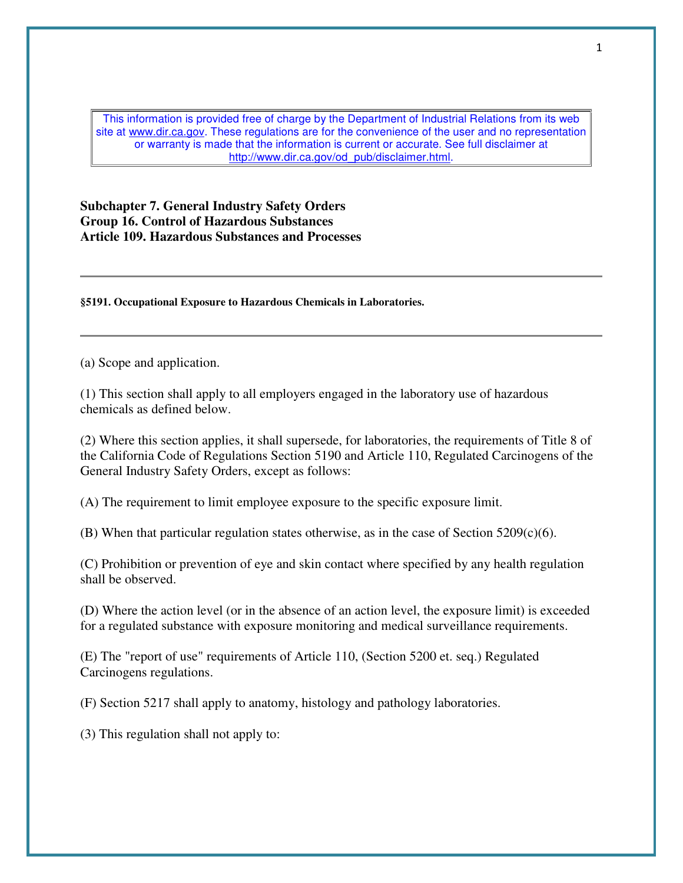This information is provided free of charge by the Department of Industrial Relations from its web site at www.dir.ca.gov. These regulations are for the convenience of the user and no representation or warranty is made that the information is current or accurate. See full disclaimer at http://www.dir.ca.gov/od_pub/disclaimer.html.

**Subchapter 7. General Industry Safety Orders**
**Group 16. Control of Hazardous Substances**
**Article 109. Hazardous Substances and Processes**

---

#### §5191. Occupational Exposure to Hazardous Chemicals in Laboratories.

---

(a) Scope and application.

(1) This section shall apply to all employers engaged in the laboratory use of hazardous chemicals as defined below.

(2) Where this section applies, it shall supersede, for laboratories, the requirements of Title 8 of the California Code of Regulations Section 5190 and Article 110, Regulated Carcinogens of the General Industry Safety Orders, except as follows:

(A) The requirement to limit employee exposure to the specific exposure limit.

(B) When that particular regulation states otherwise, as in the case of Section 5209(c)(6).

(C) Prohibition or prevention of eye and skin contact where specified by any health regulation shall be observed.

(D) Where the action level (or in the absence of an action level, the exposure limit) is exceeded for a regulated substance with exposure monitoring and medical surveillance requirements.

(E) The "report of use" requirements of Article 110, (Section 5200 et. seq.) Regulated Carcinogens regulations.

(F) Section 5217 shall apply to anatomy, histology and pathology laboratories.

(3) This regulation shall not apply to: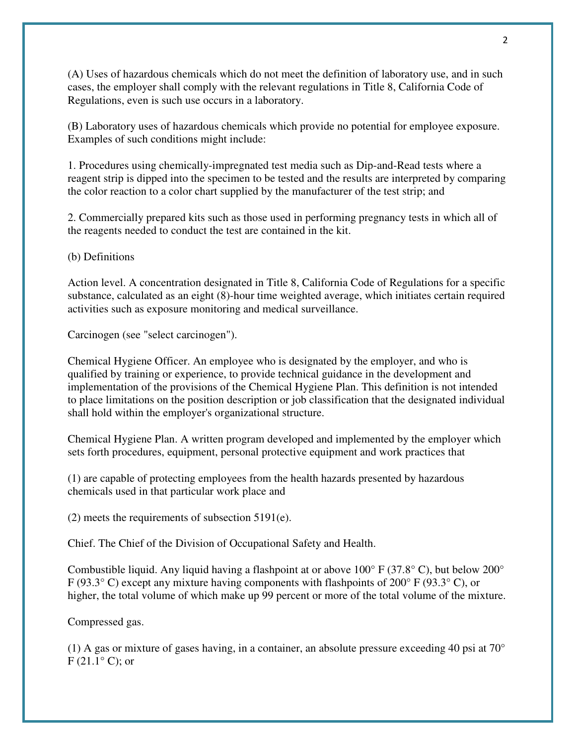(A) Uses of hazardous chemicals which do not meet the definition of laboratory use, and in such cases, the employer shall comply with the relevant regulations in Title 8, California Code of Regulations, even is such use occurs in a laboratory.

(B) Laboratory uses of hazardous chemicals which provide no potential for employee exposure. Examples of such conditions might include:

1. Procedures using chemically-impregnated test media such as Dip-and-Read tests where a reagent strip is dipped into the specimen to be tested and the results are interpreted by comparing the color reaction to a color chart supplied by the manufacturer of the test strip; and

2. Commercially prepared kits such as those used in performing pregnancy tests in which all of the reagents needed to conduct the test are contained in the kit.

(b) Definitions

Action level. A concentration designated in Title 8, California Code of Regulations for a specific substance, calculated as an eight (8)-hour time weighted average, which initiates certain required activities such as exposure monitoring and medical surveillance.

Carcinogen (see "select carcinogen").

Chemical Hygiene Officer. An employee who is designated by the employer, and who is qualified by training or experience, to provide technical guidance in the development and implementation of the provisions of the Chemical Hygiene Plan. This definition is not intended to place limitations on the position description or job classification that the designated individual shall hold within the employer's organizational structure.

Chemical Hygiene Plan. A written program developed and implemented by the employer which sets forth procedures, equipment, personal protective equipment and work practices that

(1) are capable of protecting employees from the health hazards presented by hazardous chemicals used in that particular work place and

(2) meets the requirements of subsection 5191(e).

Chief. The Chief of the Division of Occupational Safety and Health.

Combustible liquid. Any liquid having a flashpoint at or above 100° F (37.8° C), but below 200° F (93.3° C) except any mixture having components with flashpoints of 200° F (93.3° C), or higher, the total volume of which make up 99 percent or more of the total volume of the mixture.

Compressed gas.

(1) A gas or mixture of gases having, in a container, an absolute pressure exceeding 40 psi at 70° F (21.1° C); or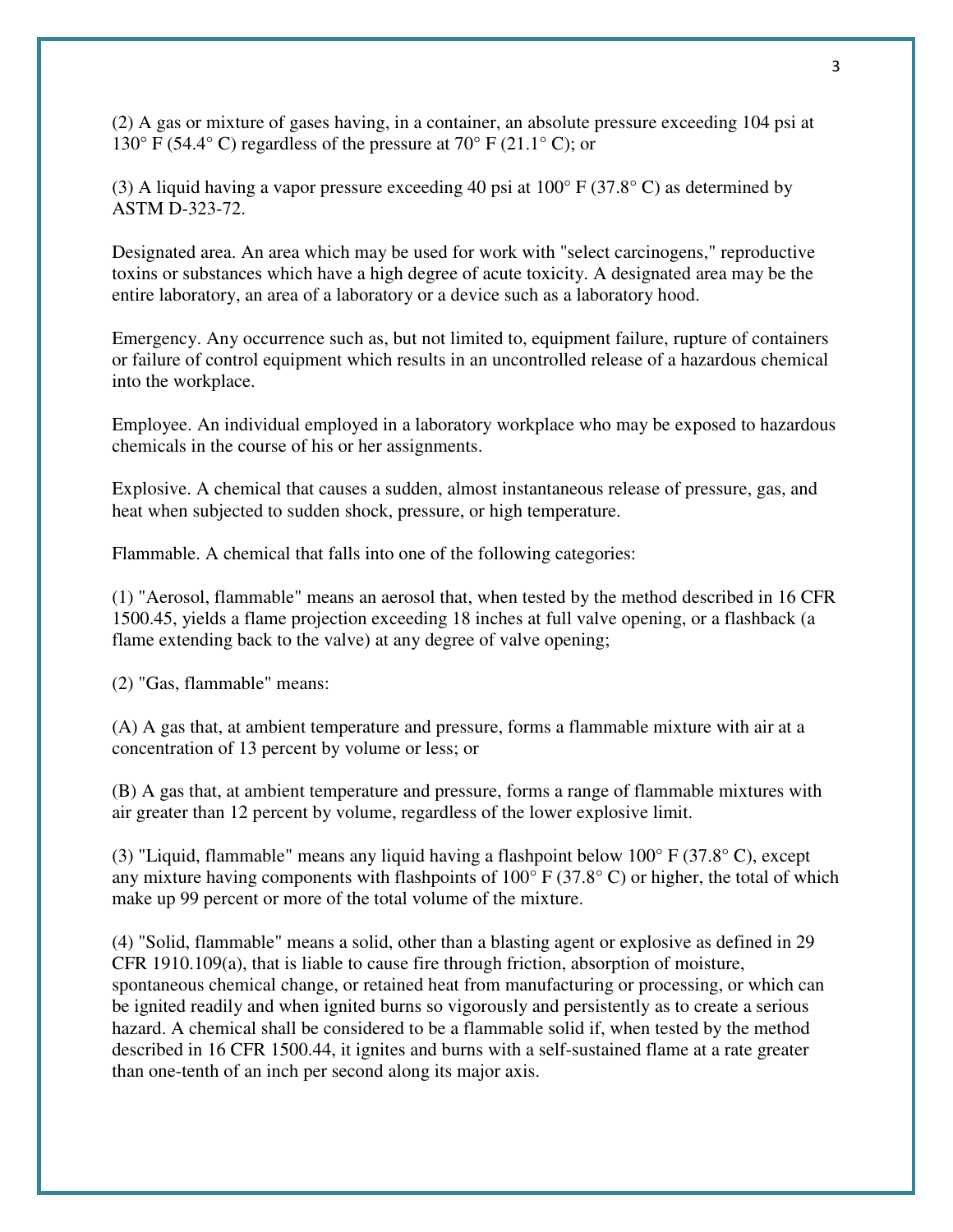(2) A gas or mixture of gases having, in a container, an absolute pressure exceeding 104 psi at 130° F (54.4° C) regardless of the pressure at 70° F (21.1° C); or

(3) A liquid having a vapor pressure exceeding 40 psi at 100° F (37.8° C) as determined by ASTM D-323-72.

Designated area. An area which may be used for work with "select carcinogens," reproductive toxins or substances which have a high degree of acute toxicity. A designated area may be the entire laboratory, an area of a laboratory or a device such as a laboratory hood.

Emergency. Any occurrence such as, but not limited to, equipment failure, rupture of containers or failure of control equipment which results in an uncontrolled release of a hazardous chemical into the workplace.

Employee. An individual employed in a laboratory workplace who may be exposed to hazardous chemicals in the course of his or her assignments.

Explosive. A chemical that causes a sudden, almost instantaneous release of pressure, gas, and heat when subjected to sudden shock, pressure, or high temperature.

Flammable. A chemical that falls into one of the following categories:

(1) "Aerosol, flammable" means an aerosol that, when tested by the method described in 16 CFR 1500.45, yields a flame projection exceeding 18 inches at full valve opening, or a flashback (a flame extending back to the valve) at any degree of valve opening;

(2) "Gas, flammable" means:

(A) A gas that, at ambient temperature and pressure, forms a flammable mixture with air at a concentration of 13 percent by volume or less; or

(B) A gas that, at ambient temperature and pressure, forms a range of flammable mixtures with air greater than 12 percent by volume, regardless of the lower explosive limit.

(3) "Liquid, flammable" means any liquid having a flashpoint below 100° F (37.8° C), except any mixture having components with flashpoints of 100° F (37.8° C) or higher, the total of which make up 99 percent or more of the total volume of the mixture.

(4) "Solid, flammable" means a solid, other than a blasting agent or explosive as defined in 29 CFR 1910.109(a), that is liable to cause fire through friction, absorption of moisture, spontaneous chemical change, or retained heat from manufacturing or processing, or which can be ignited readily and when ignited burns so vigorously and persistently as to create a serious hazard. A chemical shall be considered to be a flammable solid if, when tested by the method described in 16 CFR 1500.44, it ignites and burns with a self-sustained flame at a rate greater than one-tenth of an inch per second along its major axis.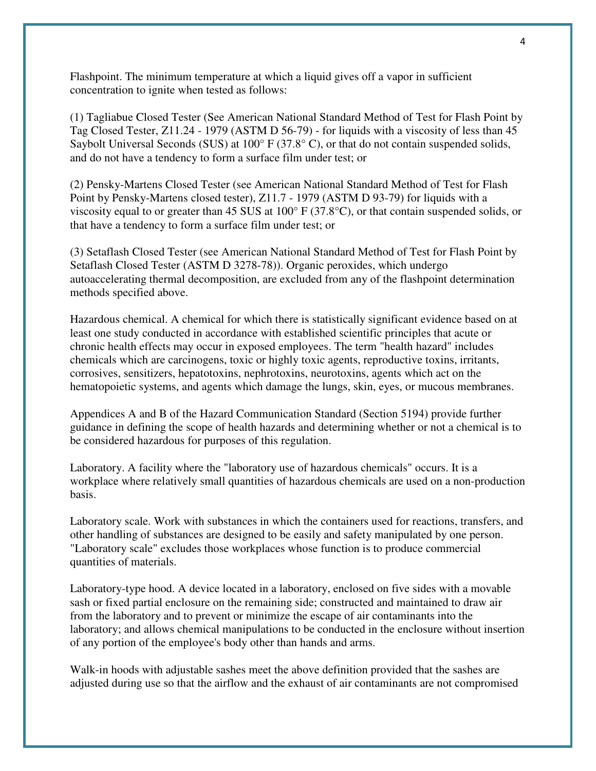Flashpoint. The minimum temperature at which a liquid gives off a vapor in sufficient concentration to ignite when tested as follows:

(1) Tagliabue Closed Tester (See American National Standard Method of Test for Flash Point by Tag Closed Tester, Z11.24 - 1979 (ASTM D 56-79) - for liquids with a viscosity of less than 45 Saybolt Universal Seconds (SUS) at 100° F (37.8° C), or that do not contain suspended solids, and do not have a tendency to form a surface film under test; or

(2) Pensky-Martens Closed Tester (see American National Standard Method of Test for Flash Point by Pensky-Martens closed tester), Z11.7 - 1979 (ASTM D 93-79) for liquids with a viscosity equal to or greater than 45 SUS at 100° F (37.8°C), or that contain suspended solids, or that have a tendency to form a surface film under test; or

(3) Setaflash Closed Tester (see American National Standard Method of Test for Flash Point by Setaflash Closed Tester (ASTM D 3278-78)). Organic peroxides, which undergo autoaccelerating thermal decomposition, are excluded from any of the flashpoint determination methods specified above.

Hazardous chemical. A chemical for which there is statistically significant evidence based on at least one study conducted in accordance with established scientific principles that acute or chronic health effects may occur in exposed employees. The term "health hazard" includes chemicals which are carcinogens, toxic or highly toxic agents, reproductive toxins, irritants, corrosives, sensitizers, hepatotoxins, nephrotoxins, neurotoxins, agents which act on the hematopoietic systems, and agents which damage the lungs, skin, eyes, or mucous membranes.

Appendices A and B of the Hazard Communication Standard (Section 5194) provide further guidance in defining the scope of health hazards and determining whether or not a chemical is to be considered hazardous for purposes of this regulation.

Laboratory. A facility where the "laboratory use of hazardous chemicals" occurs. It is a workplace where relatively small quantities of hazardous chemicals are used on a non-production basis.

Laboratory scale. Work with substances in which the containers used for reactions, transfers, and other handling of substances are designed to be easily and safety manipulated by one person. "Laboratory scale" excludes those workplaces whose function is to produce commercial quantities of materials.

Laboratory-type hood. A device located in a laboratory, enclosed on five sides with a movable sash or fixed partial enclosure on the remaining side; constructed and maintained to draw air from the laboratory and to prevent or minimize the escape of air contaminants into the laboratory; and allows chemical manipulations to be conducted in the enclosure without insertion of any portion of the employee's body other than hands and arms.

Walk-in hoods with adjustable sashes meet the above definition provided that the sashes are adjusted during use so that the airflow and the exhaust of air contaminants are not compromised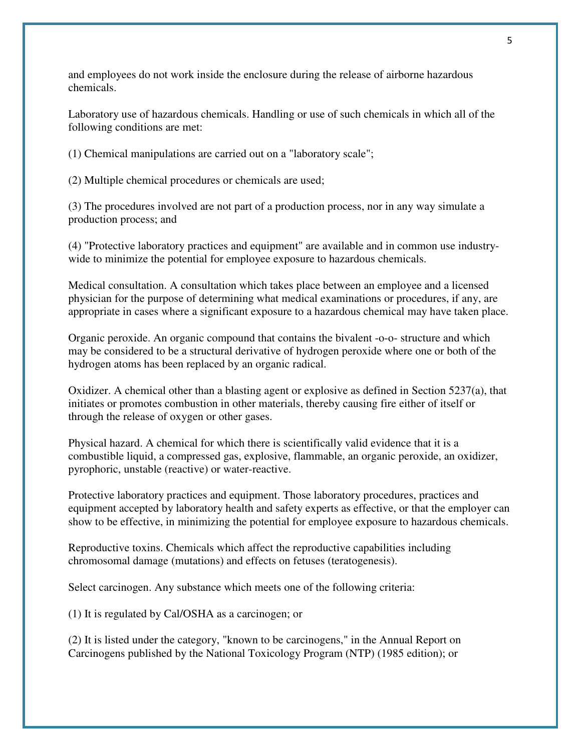and employees do not work inside the enclosure during the release of airborne hazardous chemicals.

Laboratory use of hazardous chemicals. Handling or use of such chemicals in which all of the following conditions are met:

(1) Chemical manipulations are carried out on a "laboratory scale";

(2) Multiple chemical procedures or chemicals are used;

(3) The procedures involved are not part of a production process, nor in any way simulate a production process; and

(4) "Protective laboratory practices and equipment" are available and in common use industry-wide to minimize the potential for employee exposure to hazardous chemicals.

Medical consultation. A consultation which takes place between an employee and a licensed physician for the purpose of determining what medical examinations or procedures, if any, are appropriate in cases where a significant exposure to a hazardous chemical may have taken place.

Organic peroxide. An organic compound that contains the bivalent -o-o- structure and which may be considered to be a structural derivative of hydrogen peroxide where one or both of the hydrogen atoms has been replaced by an organic radical.

Oxidizer. A chemical other than a blasting agent or explosive as defined in Section 5237(a), that initiates or promotes combustion in other materials, thereby causing fire either of itself or through the release of oxygen or other gases.

Physical hazard. A chemical for which there is scientifically valid evidence that it is a combustible liquid, a compressed gas, explosive, flammable, an organic peroxide, an oxidizer, pyrophoric, unstable (reactive) or water-reactive.

Protective laboratory practices and equipment. Those laboratory procedures, practices and equipment accepted by laboratory health and safety experts as effective, or that the employer can show to be effective, in minimizing the potential for employee exposure to hazardous chemicals.

Reproductive toxins. Chemicals which affect the reproductive capabilities including chromosomal damage (mutations) and effects on fetuses (teratogenesis).

Select carcinogen. Any substance which meets one of the following criteria:

(1) It is regulated by Cal/OSHA as a carcinogen; or

(2) It is listed under the category, "known to be carcinogens," in the Annual Report on Carcinogens published by the National Toxicology Program (NTP) (1985 edition); or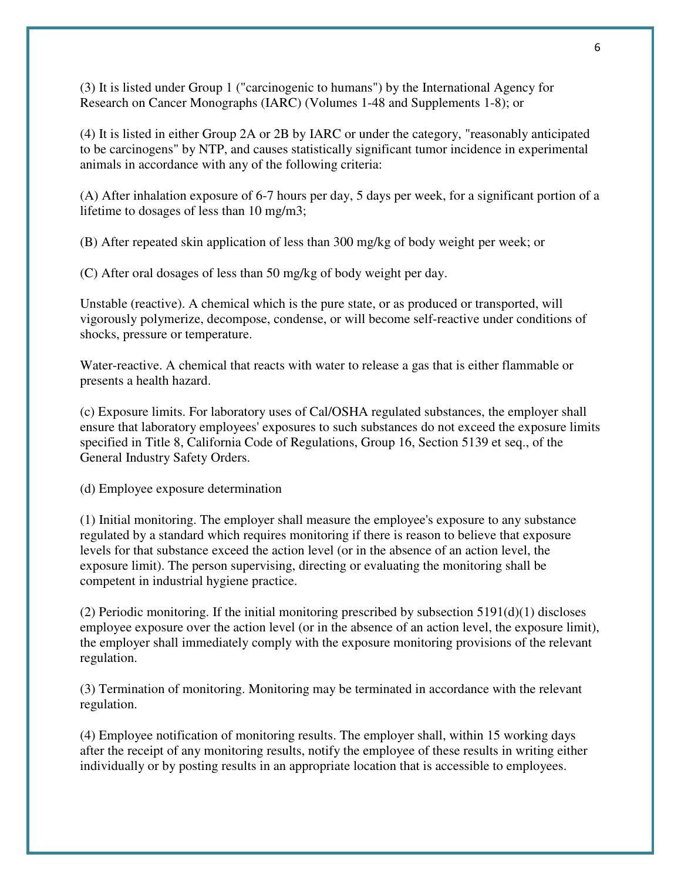(3) It is listed under Group 1 ("carcinogenic to humans") by the International Agency for Research on Cancer Monographs (IARC) (Volumes 1-48 and Supplements 1-8); or

(4) It is listed in either Group 2A or 2B by IARC or under the category, "reasonably anticipated to be carcinogens" by NTP, and causes statistically significant tumor incidence in experimental animals in accordance with any of the following criteria:

(A) After inhalation exposure of 6-7 hours per day, 5 days per week, for a significant portion of a lifetime to dosages of less than 10 mg/m3;

(B) After repeated skin application of less than 300 mg/kg of body weight per week; or

(C) After oral dosages of less than 50 mg/kg of body weight per day.

Unstable (reactive). A chemical which is the pure state, or as produced or transported, will vigorously polymerize, decompose, condense, or will become self-reactive under conditions of shocks, pressure or temperature.

Water-reactive. A chemical that reacts with water to release a gas that is either flammable or presents a health hazard.

(c) Exposure limits. For laboratory uses of Cal/OSHA regulated substances, the employer shall ensure that laboratory employees' exposures to such substances do not exceed the exposure limits specified in Title 8, California Code of Regulations, Group 16, Section 5139 et seq., of the General Industry Safety Orders.

(d) Employee exposure determination

(1) Initial monitoring. The employer shall measure the employee's exposure to any substance regulated by a standard which requires monitoring if there is reason to believe that exposure levels for that substance exceed the action level (or in the absence of an action level, the exposure limit). The person supervising, directing or evaluating the monitoring shall be competent in industrial hygiene practice.

(2) Periodic monitoring. If the initial monitoring prescribed by subsection 5191(d)(1) discloses employee exposure over the action level (or in the absence of an action level, the exposure limit), the employer shall immediately comply with the exposure monitoring provisions of the relevant regulation.

(3) Termination of monitoring. Monitoring may be terminated in accordance with the relevant regulation.

(4) Employee notification of monitoring results. The employer shall, within 15 working days after the receipt of any monitoring results, notify the employee of these results in writing either individually or by posting results in an appropriate location that is accessible to employees.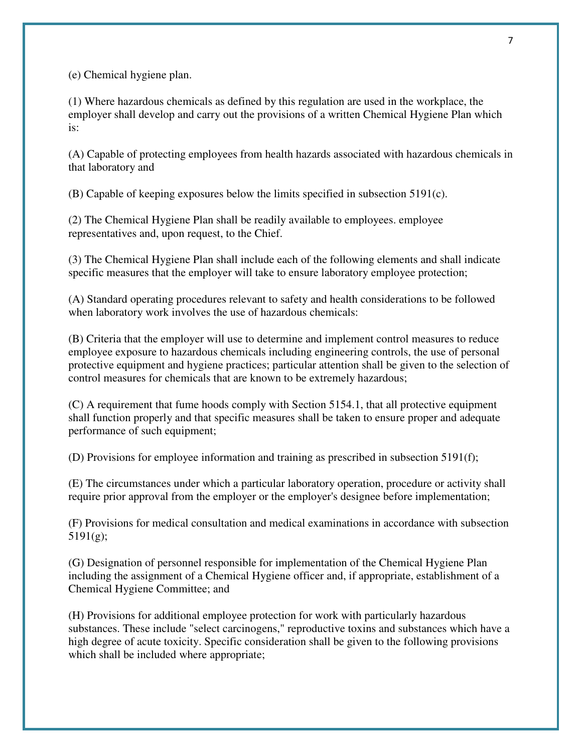(e) Chemical hygiene plan.

(1) Where hazardous chemicals as defined by this regulation are used in the workplace, the employer shall develop and carry out the provisions of a written Chemical Hygiene Plan which is:

(A) Capable of protecting employees from health hazards associated with hazardous chemicals in that laboratory and

(B) Capable of keeping exposures below the limits specified in subsection 5191(c).

(2) The Chemical Hygiene Plan shall be readily available to employees. employee representatives and, upon request, to the Chief.

(3) The Chemical Hygiene Plan shall include each of the following elements and shall indicate specific measures that the employer will take to ensure laboratory employee protection;

(A) Standard operating procedures relevant to safety and health considerations to be followed when laboratory work involves the use of hazardous chemicals:

(B) Criteria that the employer will use to determine and implement control measures to reduce employee exposure to hazardous chemicals including engineering controls, the use of personal protective equipment and hygiene practices; particular attention shall be given to the selection of control measures for chemicals that are known to be extremely hazardous;

(C) A requirement that fume hoods comply with Section 5154.1, that all protective equipment shall function properly and that specific measures shall be taken to ensure proper and adequate performance of such equipment;

(D) Provisions for employee information and training as prescribed in subsection 5191(f);

(E) The circumstances under which a particular laboratory operation, procedure or activity shall require prior approval from the employer or the employer's designee before implementation;

(F) Provisions for medical consultation and medical examinations in accordance with subsection 5191(g);

(G) Designation of personnel responsible for implementation of the Chemical Hygiene Plan including the assignment of a Chemical Hygiene officer and, if appropriate, establishment of a Chemical Hygiene Committee; and

(H) Provisions for additional employee protection for work with particularly hazardous substances. These include "select carcinogens," reproductive toxins and substances which have a high degree of acute toxicity. Specific consideration shall be given to the following provisions which shall be included where appropriate;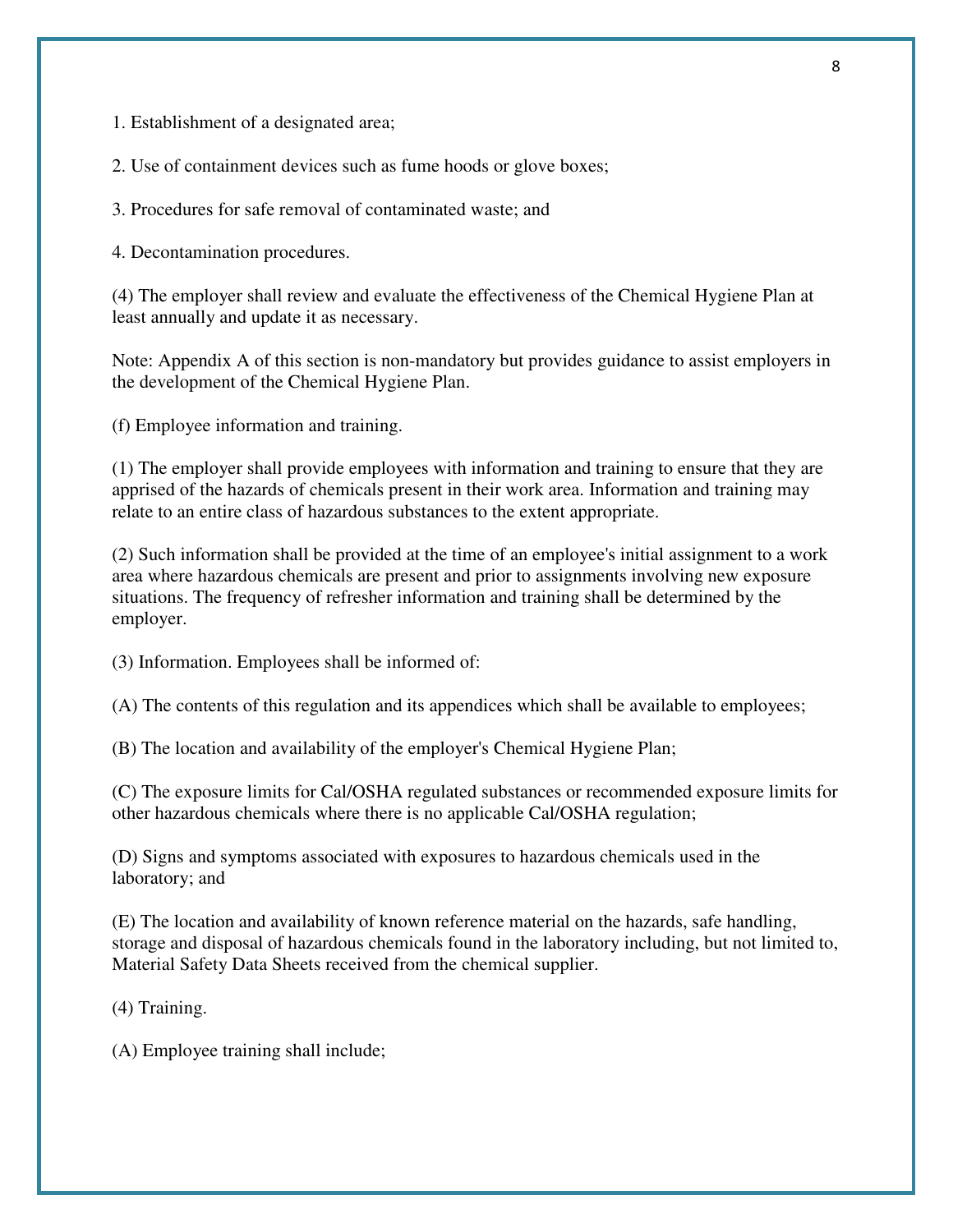1. Establishment of a designated area;

2. Use of containment devices such as fume hoods or glove boxes;

3. Procedures for safe removal of contaminated waste; and

4. Decontamination procedures.

(4) The employer shall review and evaluate the effectiveness of the Chemical Hygiene Plan at least annually and update it as necessary.

Note: Appendix A of this section is non-mandatory but provides guidance to assist employers in the development of the Chemical Hygiene Plan.

(f) Employee information and training.

(1) The employer shall provide employees with information and training to ensure that they are apprised of the hazards of chemicals present in their work area. Information and training may relate to an entire class of hazardous substances to the extent appropriate.

(2) Such information shall be provided at the time of an employee's initial assignment to a work area where hazardous chemicals are present and prior to assignments involving new exposure situations. The frequency of refresher information and training shall be determined by the employer.

(3) Information. Employees shall be informed of:

(A) The contents of this regulation and its appendices which shall be available to employees;

(B) The location and availability of the employer's Chemical Hygiene Plan;

(C) The exposure limits for Cal/OSHA regulated substances or recommended exposure limits for other hazardous chemicals where there is no applicable Cal/OSHA regulation;

(D) Signs and symptoms associated with exposures to hazardous chemicals used in the laboratory; and

(E) The location and availability of known reference material on the hazards, safe handling, storage and disposal of hazardous chemicals found in the laboratory including, but not limited to, Material Safety Data Sheets received from the chemical supplier.

(4) Training.

(A) Employee training shall include;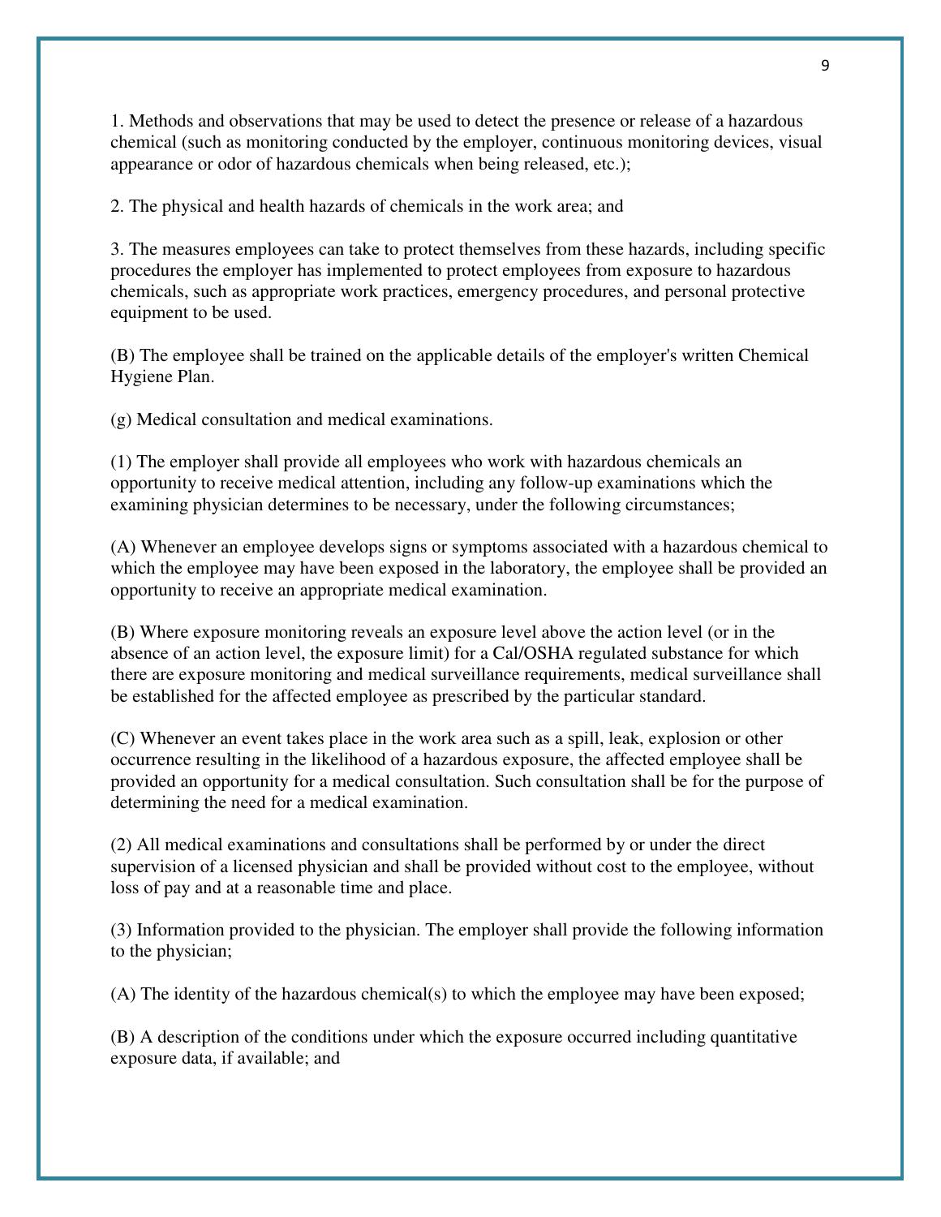1. Methods and observations that may be used to detect the presence or release of a hazardous chemical (such as monitoring conducted by the employer, continuous monitoring devices, visual appearance or odor of hazardous chemicals when being released, etc.);

2. The physical and health hazards of chemicals in the work area; and

3. The measures employees can take to protect themselves from these hazards, including specific procedures the employer has implemented to protect employees from exposure to hazardous chemicals, such as appropriate work practices, emergency procedures, and personal protective equipment to be used.

(B) The employee shall be trained on the applicable details of the employer's written Chemical Hygiene Plan.

(g) Medical consultation and medical examinations.

(1) The employer shall provide all employees who work with hazardous chemicals an opportunity to receive medical attention, including any follow-up examinations which the examining physician determines to be necessary, under the following circumstances;

(A) Whenever an employee develops signs or symptoms associated with a hazardous chemical to which the employee may have been exposed in the laboratory, the employee shall be provided an opportunity to receive an appropriate medical examination.

(B) Where exposure monitoring reveals an exposure level above the action level (or in the absence of an action level, the exposure limit) for a Cal/OSHA regulated substance for which there are exposure monitoring and medical surveillance requirements, medical surveillance shall be established for the affected employee as prescribed by the particular standard.

(C) Whenever an event takes place in the work area such as a spill, leak, explosion or other occurrence resulting in the likelihood of a hazardous exposure, the affected employee shall be provided an opportunity for a medical consultation. Such consultation shall be for the purpose of determining the need for a medical examination.

(2) All medical examinations and consultations shall be performed by or under the direct supervision of a licensed physician and shall be provided without cost to the employee, without loss of pay and at a reasonable time and place.

(3) Information provided to the physician. The employer shall provide the following information to the physician;

(A) The identity of the hazardous chemical(s) to which the employee may have been exposed;

(B) A description of the conditions under which the exposure occurred including quantitative exposure data, if available; and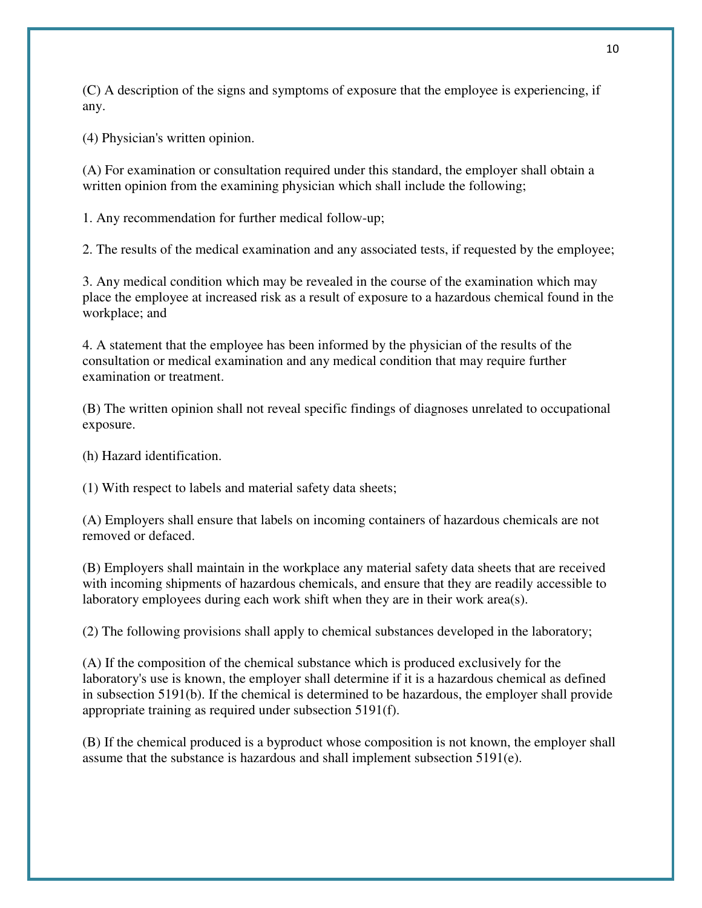(C) A description of the signs and symptoms of exposure that the employee is experiencing, if any.

(4) Physician's written opinion.

(A) For examination or consultation required under this standard, the employer shall obtain a written opinion from the examining physician which shall include the following;

1. Any recommendation for further medical follow-up;

2. The results of the medical examination and any associated tests, if requested by the employee;

3. Any medical condition which may be revealed in the course of the examination which may place the employee at increased risk as a result of exposure to a hazardous chemical found in the workplace; and

4. A statement that the employee has been informed by the physician of the results of the consultation or medical examination and any medical condition that may require further examination or treatment.

(B) The written opinion shall not reveal specific findings of diagnoses unrelated to occupational exposure.

(h) Hazard identification.

(1) With respect to labels and material safety data sheets;

(A) Employers shall ensure that labels on incoming containers of hazardous chemicals are not removed or defaced.

(B) Employers shall maintain in the workplace any material safety data sheets that are received with incoming shipments of hazardous chemicals, and ensure that they are readily accessible to laboratory employees during each work shift when they are in their work area(s).

(2) The following provisions shall apply to chemical substances developed in the laboratory;

(A) If the composition of the chemical substance which is produced exclusively for the laboratory's use is known, the employer shall determine if it is a hazardous chemical as defined in subsection 5191(b). If the chemical is determined to be hazardous, the employer shall provide appropriate training as required under subsection 5191(f).

(B) If the chemical produced is a byproduct whose composition is not known, the employer shall assume that the substance is hazardous and shall implement subsection 5191(e).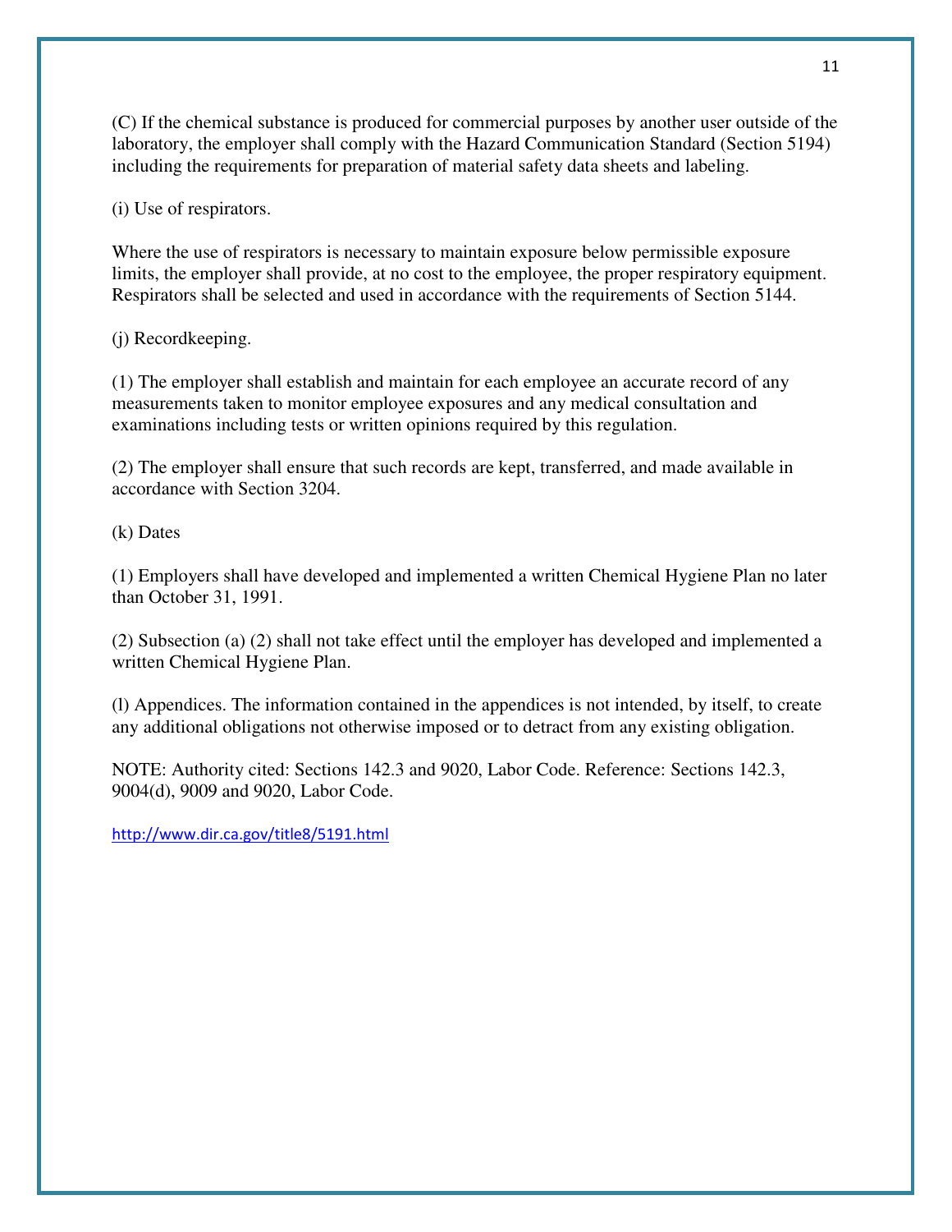(C) If the chemical substance is produced for commercial purposes by another user outside of the laboratory, the employer shall comply with the Hazard Communication Standard (Section 5194) including the requirements for preparation of material safety data sheets and labeling.

(i) Use of respirators.

Where the use of respirators is necessary to maintain exposure below permissible exposure limits, the employer shall provide, at no cost to the employee, the proper respiratory equipment. Respirators shall be selected and used in accordance with the requirements of Section 5144.

(j) Recordkeeping.

(1) The employer shall establish and maintain for each employee an accurate record of any measurements taken to monitor employee exposures and any medical consultation and examinations including tests or written opinions required by this regulation.

(2) The employer shall ensure that such records are kept, transferred, and made available in accordance with Section 3204.

(k) Dates

(1) Employers shall have developed and implemented a written Chemical Hygiene Plan no later than October 31, 1991.

(2) Subsection (a) (2) shall not take effect until the employer has developed and implemented a written Chemical Hygiene Plan.

(l) Appendices. The information contained in the appendices is not intended, by itself, to create any additional obligations not otherwise imposed or to detract from any existing obligation.

NOTE: Authority cited: Sections 142.3 and 9020, Labor Code. Reference: Sections 142.3, 9004(d), 9009 and 9020, Labor Code.

http://www.dir.ca.gov/title8/5191.html